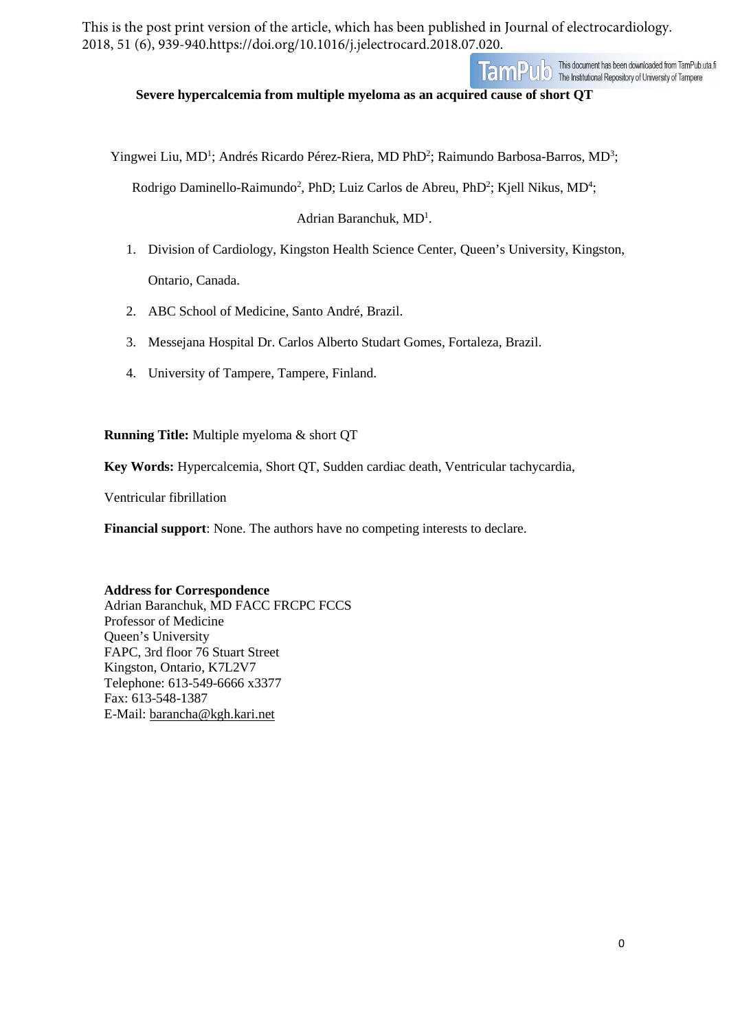This is the post print version of the article, which has been published in Journal of electrocardiology. 2018, 51 (6), 939-940.https://doi.org/10.1016/j.jelectrocard.2018.07.020.

# Severe hypercalcemia from multiple myeloma as an acquired cause of short QT

Yingwei Liu, MD[1]; Andrés Ricardo Pérez-Riera, MD PhD[2]; Raimundo Barbosa-Barros, MD[3]; Rodrigo Daminello-Raimundo[2], PhD; Luiz Carlos de Abreu, PhD[2]; Kjell Nikus, MD[4]; Adrian Baranchuk, MD[1].

1. Division of Cardiology, Kingston Health Science Center, Queen's University, Kingston, Ontario, Canada.
2. ABC School of Medicine, Santo André, Brazil.
3. Messejana Hospital Dr. Carlos Alberto Studart Gomes, Fortaleza, Brazil.
4. University of Tampere, Tampere, Finland.

**Running Title:** Multiple myeloma & short QT

**Key Words:** Hypercalcemia, Short QT, Sudden cardiac death, Ventricular tachycardia, Ventricular fibrillation

**Financial support**: None. The authors have no competing interests to declare.

**Address for Correspondence**
Adrian Baranchuk, MD FACC FRCPC FCCS
Professor of Medicine
Queen's University
FAPC, 3rd floor 76 Stuart Street
Kingston, Ontario, K7L2V7
Telephone: 613-549-6666 x3377
Fax: 613-548-1387
E-Mail: barancha@kgh.kari.net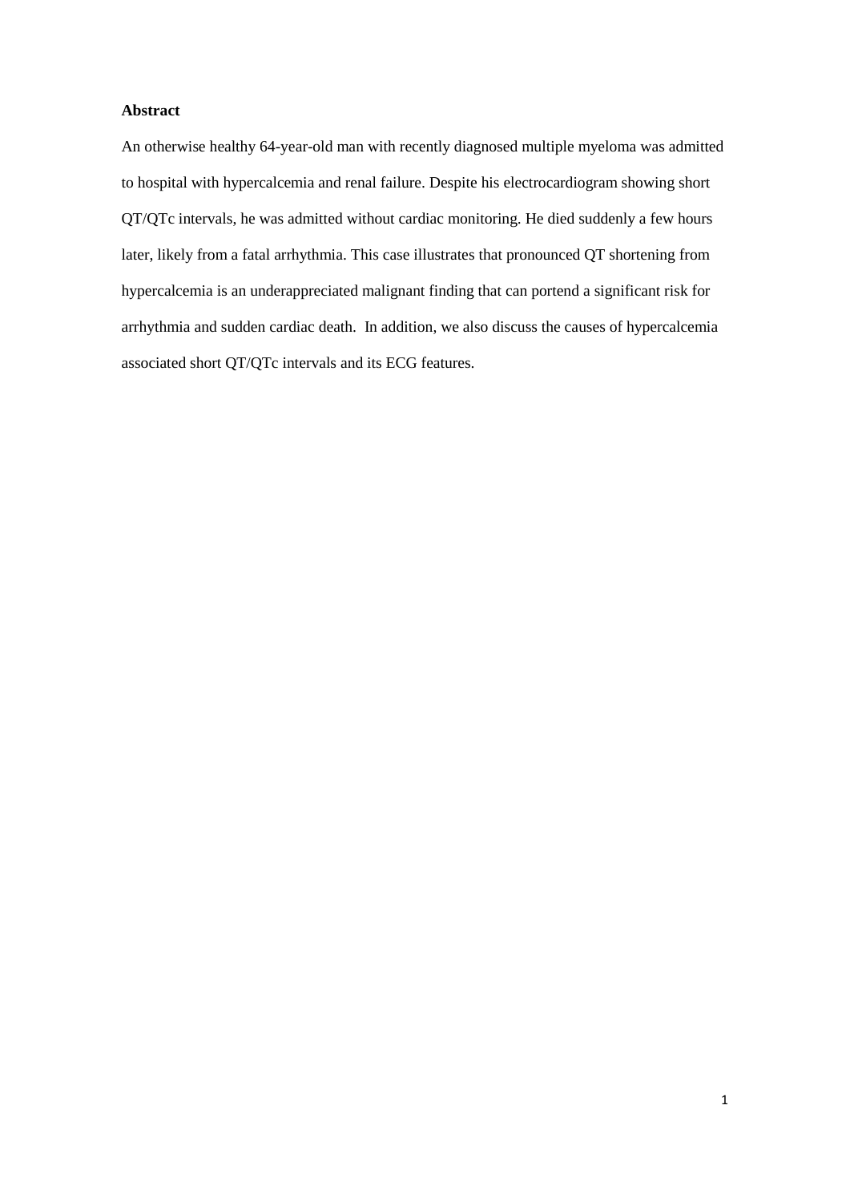**Abstract**

An otherwise healthy 64-year-old man with recently diagnosed multiple myeloma was admitted to hospital with hypercalcemia and renal failure. Despite his electrocardiogram showing short QT/QTc intervals, he was admitted without cardiac monitoring. He died suddenly a few hours later, likely from a fatal arrhythmia. This case illustrates that pronounced QT shortening from hypercalcemia is an underappreciated malignant finding that can portend a significant risk for arrhythmia and sudden cardiac death. In addition, we also discuss the causes of hypercalcemia associated short QT/QTc intervals and its ECG features.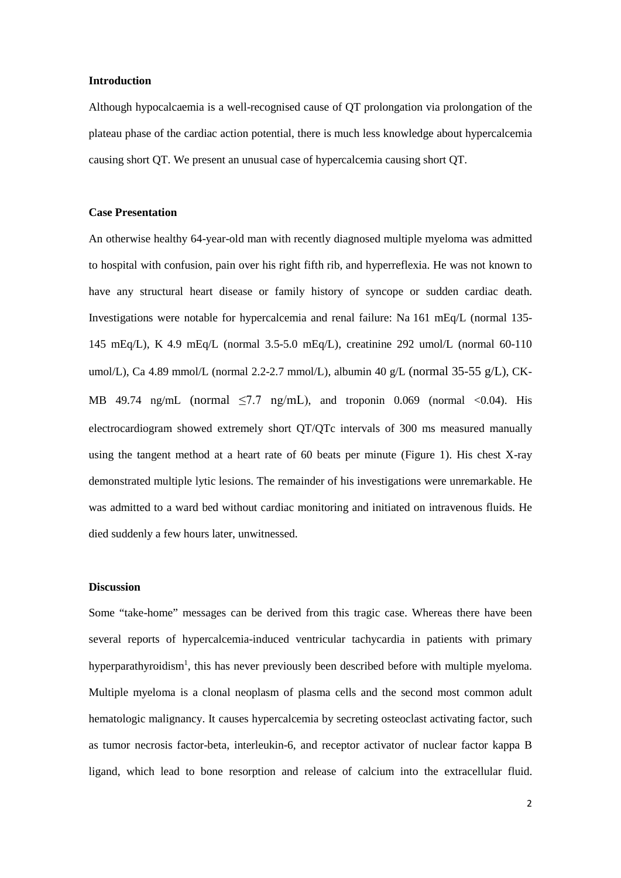## Introduction

Although hypocalcaemia is a well-recognised cause of QT prolongation via prolongation of the plateau phase of the cardiac action potential, there is much less knowledge about hypercalcemia causing short QT. We present an unusual case of hypercalcemia causing short QT.

## Case Presentation

An otherwise healthy 64-year-old man with recently diagnosed multiple myeloma was admitted to hospital with confusion, pain over his right fifth rib, and hyperreflexia. He was not known to have any structural heart disease or family history of syncope or sudden cardiac death. Investigations were notable for hypercalcemia and renal failure: Na 161 mEq/L (normal 135-145 mEq/L), K 4.9 mEq/L (normal 3.5-5.0 mEq/L), creatinine 292 umol/L (normal 60-110 umol/L), Ca 4.89 mmol/L (normal 2.2-2.7 mmol/L), albumin 40 g/L (normal 35-55 g/L), CK-MB 49.74 ng/mL (normal ≤7.7 ng/mL), and troponin 0.069 (normal <0.04). His electrocardiogram showed extremely short QT/QTc intervals of 300 ms measured manually using the tangent method at a heart rate of 60 beats per minute (Figure 1). His chest X-ray demonstrated multiple lytic lesions. The remainder of his investigations were unremarkable. He was admitted to a ward bed without cardiac monitoring and initiated on intravenous fluids. He died suddenly a few hours later, unwitnessed.

## Discussion

Some "take-home" messages can be derived from this tragic case. Whereas there have been several reports of hypercalcemia-induced ventricular tachycardia in patients with primary hyperparathyroidism[1], this has never previously been described before with multiple myeloma. Multiple myeloma is a clonal neoplasm of plasma cells and the second most common adult hematologic malignancy. It causes hypercalcemia by secreting osteoclast activating factor, such as tumor necrosis factor-beta, interleukin-6, and receptor activator of nuclear factor kappa B ligand, which lead to bone resorption and release of calcium into the extracellular fluid.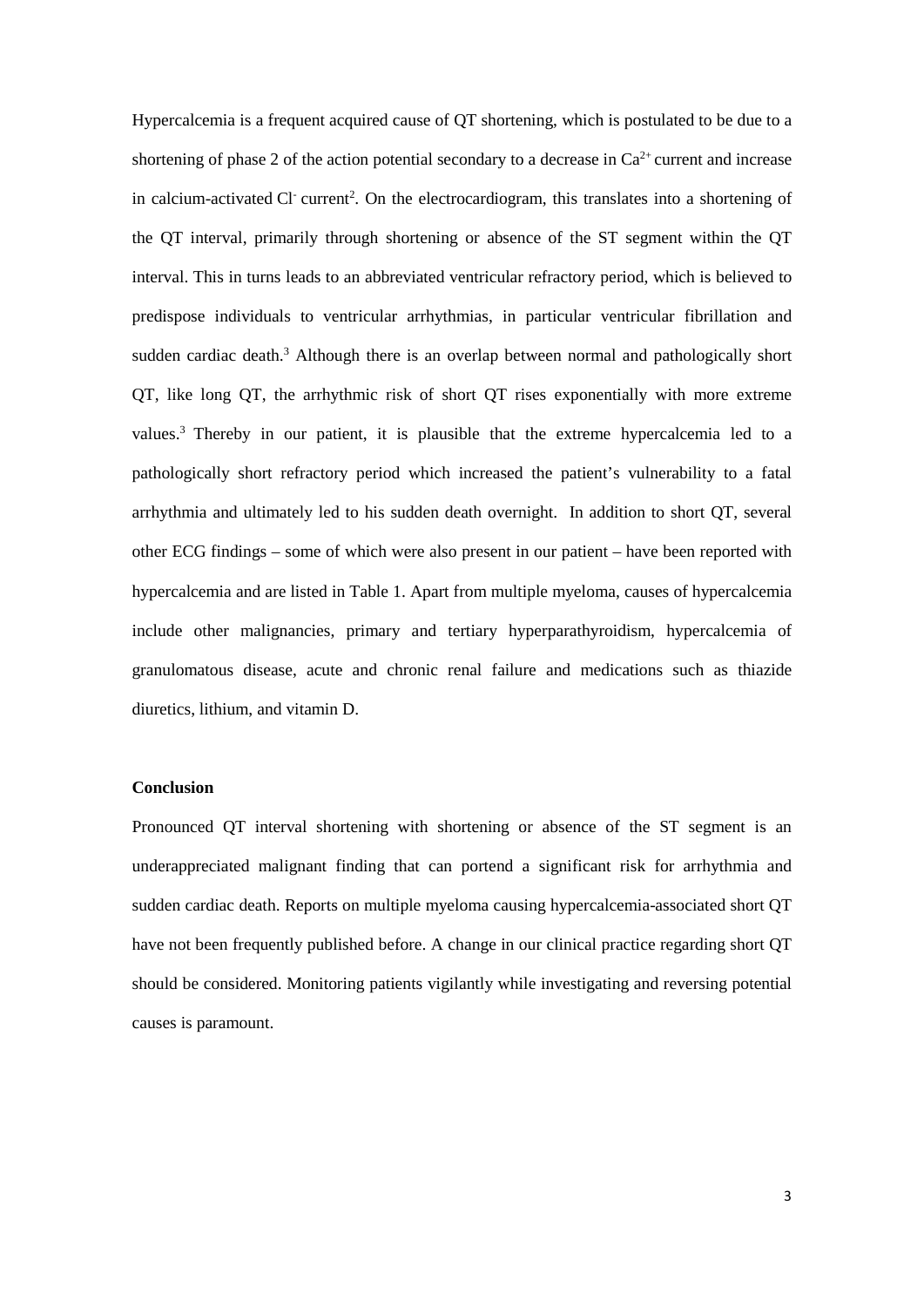Hypercalcemia is a frequent acquired cause of QT shortening, which is postulated to be due to a shortening of phase 2 of the action potential secondary to a decrease in $Ca^{2+}$ current and increase in calcium-activated $Cl^-$ current[2]. On the electrocardiogram, this translates into a shortening of the QT interval, primarily through shortening or absence of the ST segment within the QT interval. This in turns leads to an abbreviated ventricular refractory period, which is believed to predispose individuals to ventricular arrhythmias, in particular ventricular fibrillation and sudden cardiac death.[3] Although there is an overlap between normal and pathologically short QT, like long QT, the arrhythmic risk of short QT rises exponentially with more extreme values.[3] Thereby in our patient, it is plausible that the extreme hypercalcemia led to a pathologically short refractory period which increased the patient's vulnerability to a fatal arrhythmia and ultimately led to his sudden death overnight. In addition to short QT, several other ECG findings – some of which were also present in our patient – have been reported with hypercalcemia and are listed in Table 1. Apart from multiple myeloma, causes of hypercalcemia include other malignancies, primary and tertiary hyperparathyroidism, hypercalcemia of granulomatous disease, acute and chronic renal failure and medications such as thiazide diuretics, lithium, and vitamin D.

**Conclusion**

Pronounced QT interval shortening with shortening or absence of the ST segment is an underappreciated malignant finding that can portend a significant risk for arrhythmia and sudden cardiac death. Reports on multiple myeloma causing hypercalcemia-associated short QT have not been frequently published before. A change in our clinical practice regarding short QT should be considered. Monitoring patients vigilantly while investigating and reversing potential causes is paramount.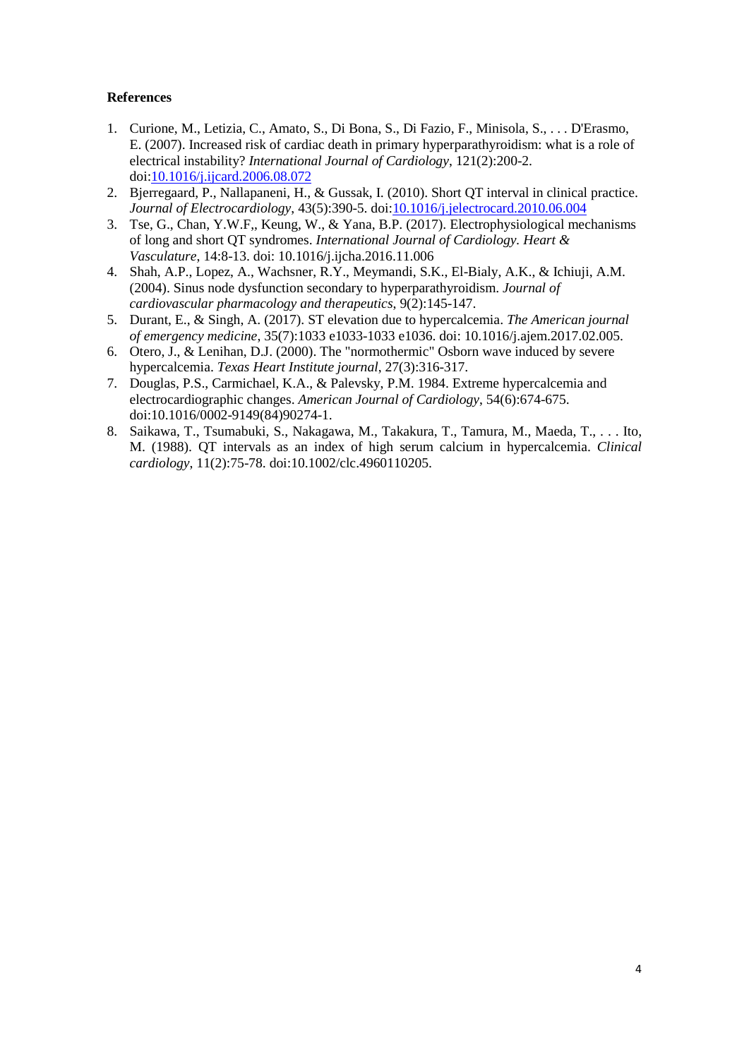**References**

1. Curione, M., Letizia, C., Amato, S., Di Bona, S., Di Fazio, F., Minisola, S., . . . D'Erasmo, E. (2007). Increased risk of cardiac death in primary hyperparathyroidism: what is a role of electrical instability? *International Journal of Cardiology*, 121(2):200-2. doi:10.1016/j.ijcard.2006.08.072
2. Bjerregaard, P., Nallapaneni, H., & Gussak, I. (2010). Short QT interval in clinical practice. *Journal of Electrocardiology*, 43(5):390-5. doi:10.1016/j.jelectrocard.2010.06.004
3. Tse, G., Chan, Y.W.F,, Keung, W., & Yana, B.P. (2017). Electrophysiological mechanisms of long and short QT syndromes. *International Journal of Cardiology. Heart & Vasculature*, 14:8-13. doi: 10.1016/j.ijcha.2016.11.006
4. Shah, A.P., Lopez, A., Wachsner, R.Y., Meymandi, S.K., El-Bialy, A.K., & Ichiuji, A.M. (2004). Sinus node dysfunction secondary to hyperparathyroidism. *Journal of cardiovascular pharmacology and therapeutics*, 9(2):145-147.
5. Durant, E., & Singh, A. (2017). ST elevation due to hypercalcemia. *The American journal of emergency medicine*, 35(7):1033 e1033-1033 e1036. doi: 10.1016/j.ajem.2017.02.005.
6. Otero, J., & Lenihan, D.J. (2000). The "normothermic" Osborn wave induced by severe hypercalcemia. *Texas Heart Institute journal*, 27(3):316-317.
7. Douglas, P.S., Carmichael, K.A., & Palevsky, P.M. 1984. Extreme hypercalcemia and electrocardiographic changes. *American Journal of Cardiology*, 54(6):674-675. doi:10.1016/0002-9149(84)90274-1.
8. Saikawa, T., Tsumabuki, S., Nakagawa, M., Takakura, T., Tamura, M., Maeda, T., . . . Ito, M. (1988). QT intervals as an index of high serum calcium in hypercalcemia. *Clinical cardiology*, 11(2):75-78. doi:10.1002/clc.4960110205.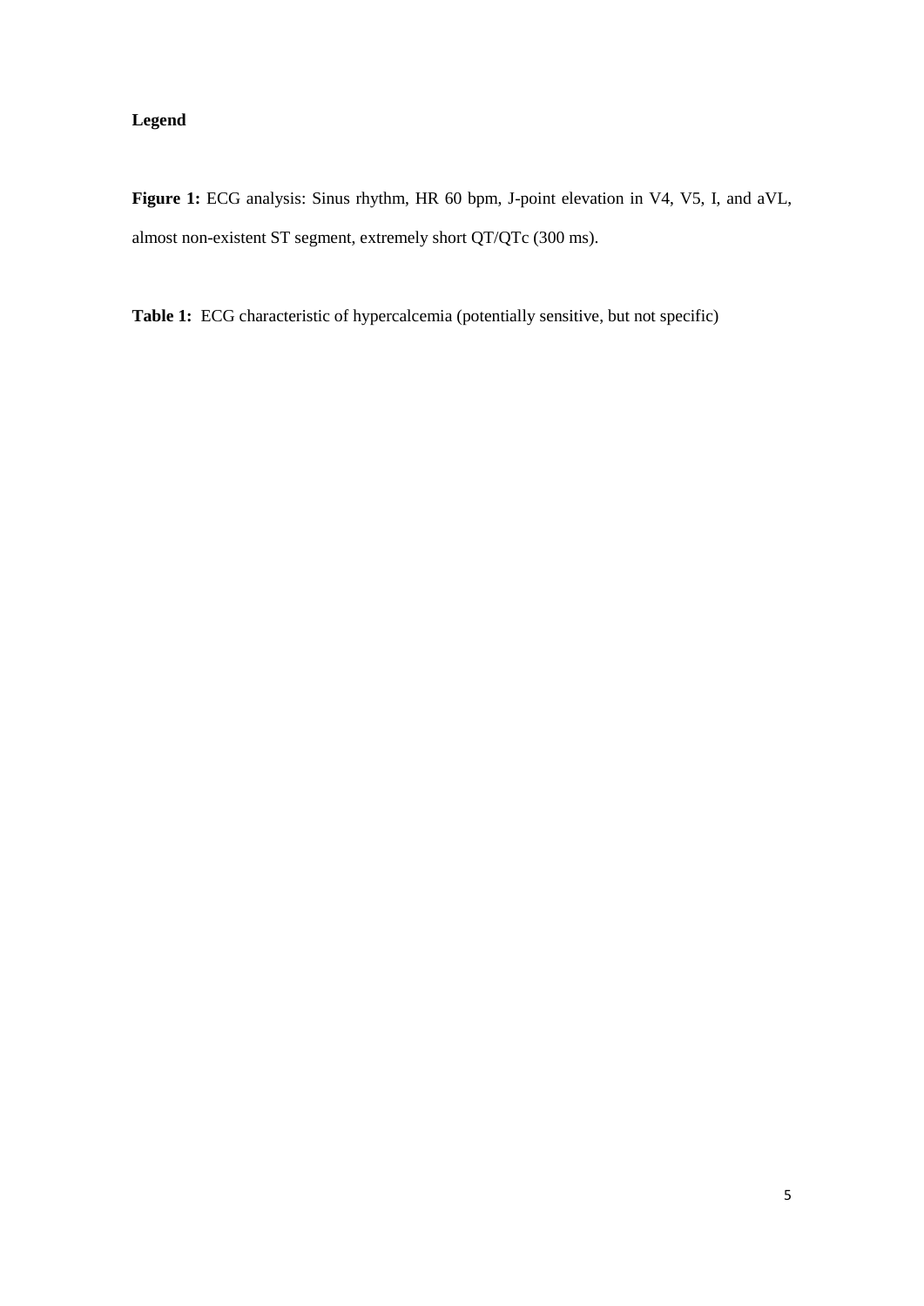**Legend**

**Figure 1:** ECG analysis: Sinus rhythm, HR 60 bpm, J-point elevation in V4, V5, I, and aVL, almost non-existent ST segment, extremely short QT/QTc (300 ms).

**Table 1:** ECG characteristic of hypercalcemia (potentially sensitive, but not specific)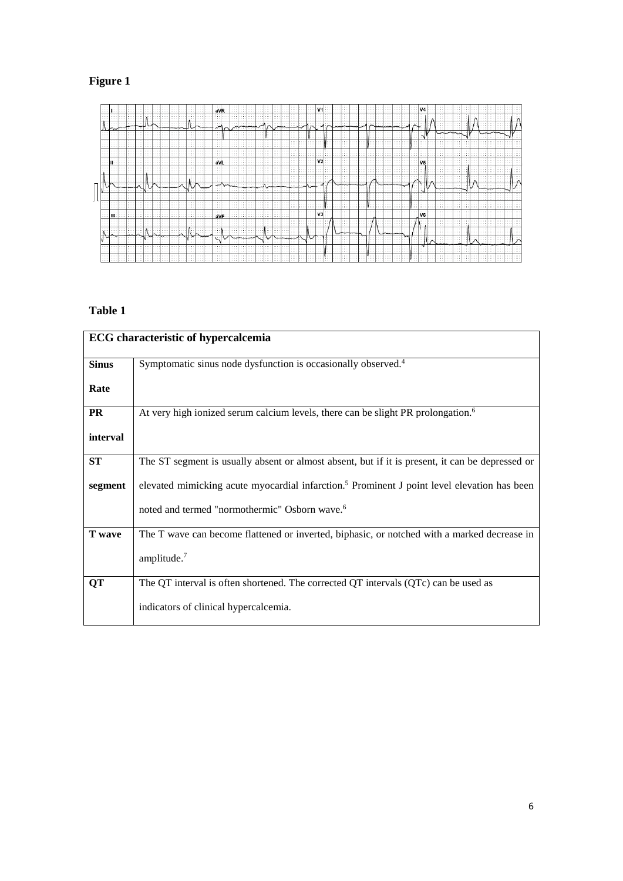**Figure 1**

I

aVR

V1

V4

II

aVL

V2

V5

III

aVF

V3

V6

**Table 1**

| ECG characteristic of hypercalcemia | |
|---|---|
| **Sinus Rate** | Symptomatic sinus node dysfunction is occasionally observed.[4] |
| **PR interval** | At very high ionized serum calcium levels, there can be slight PR prolongation.[6] |
| **ST segment** | The ST segment is usually absent or almost absent, but if it is present, it can be depressed or elevated mimicking acute myocardial infarction.[5] Prominent J point level elevation has been noted and termed "normothermic" Osborn wave.[6] |
| **T wave** | The T wave can become flattened or inverted, biphasic, or notched with a marked decrease in amplitude.[7] |
| **QT** | The QT interval is often shortened. The corrected QT intervals (QTc) can be used as indicators of clinical hypercalcemia. |